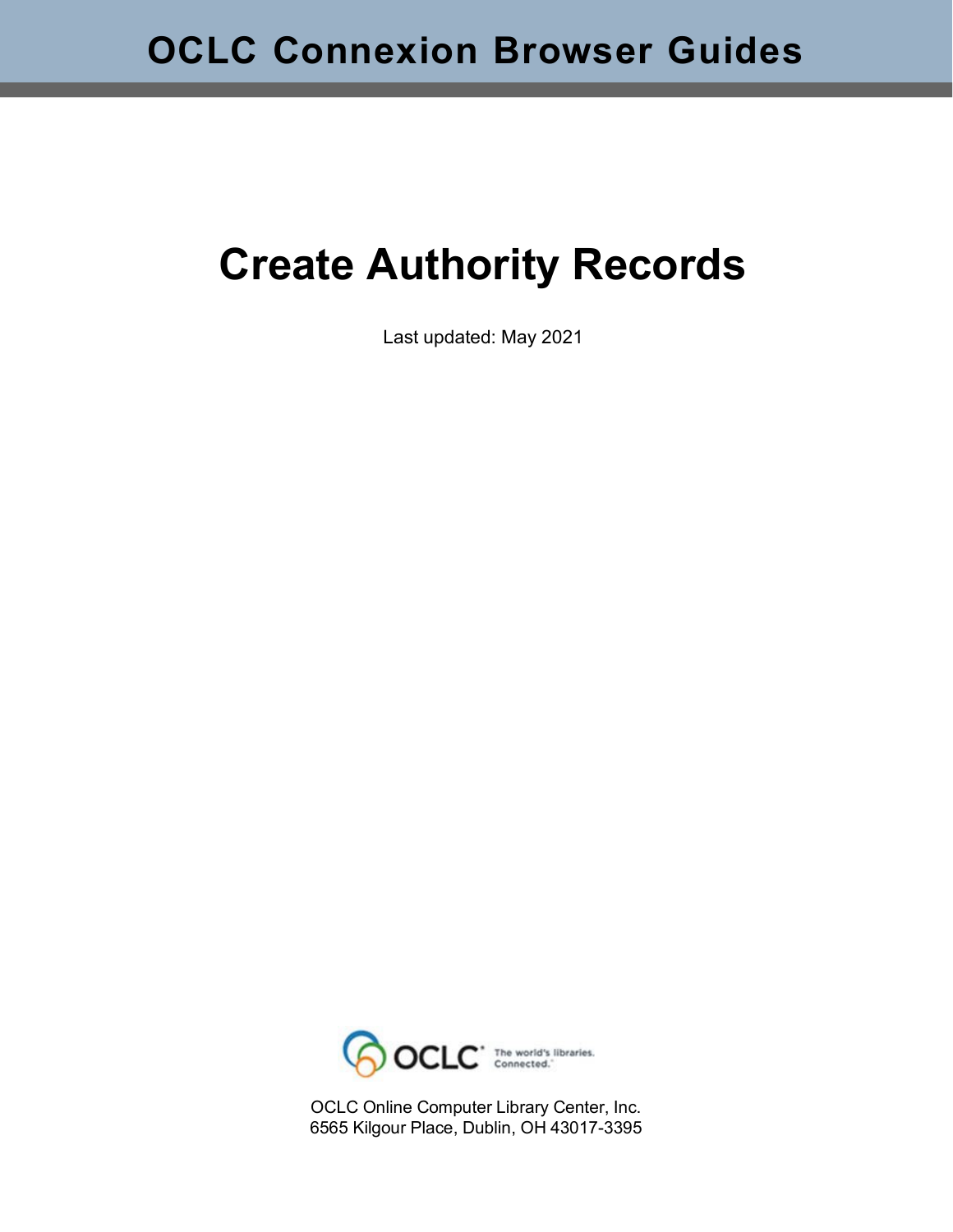# OCLC Connexion Browser Guides

# Create Authority Records

Last updated: May 2021

OCLC Online Computer Library Center, Inc.
6565 Kilgour Place, Dublin, OH 43017-3395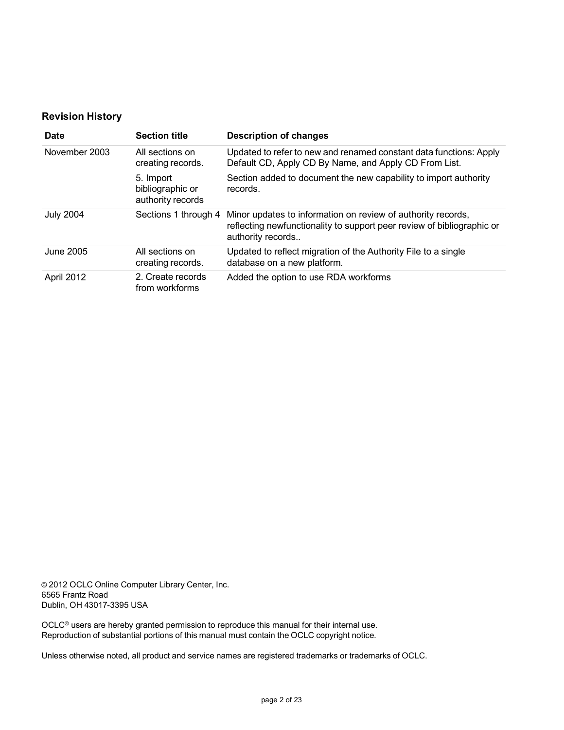## Revision History

| Date | Section title | Description of changes |
| --- | --- | --- |
| November 2003 | All sections on creating records. | Updated to refer to new and renamed constant data functions: Apply Default CD, Apply CD By Name, and Apply CD From List. |
| | 5. Import bibliographic or authority records | Section added to document the new capability to import authority records. |
| July 2004 | Sections 1 through 4 | Minor updates to information on review of authority records, reflecting newfunctionality to support peer review of bibliographic or authority records.. |
| June 2005 | All sections on creating records. | Updated to reflect migration of the Authority File to a single database on a new platform. |
| April 2012 | 2. Create records from workforms | Added the option to use RDA workforms |

© 2012 OCLC Online Computer Library Center, Inc.
6565 Frantz Road
Dublin, OH 43017-3395 USA

OCLC® users are hereby granted permission to reproduce this manual for their internal use.
Reproduction of substantial portions of this manual must contain the OCLC copyright notice.

Unless otherwise noted, all product and service names are registered trademarks or trademarks of OCLC.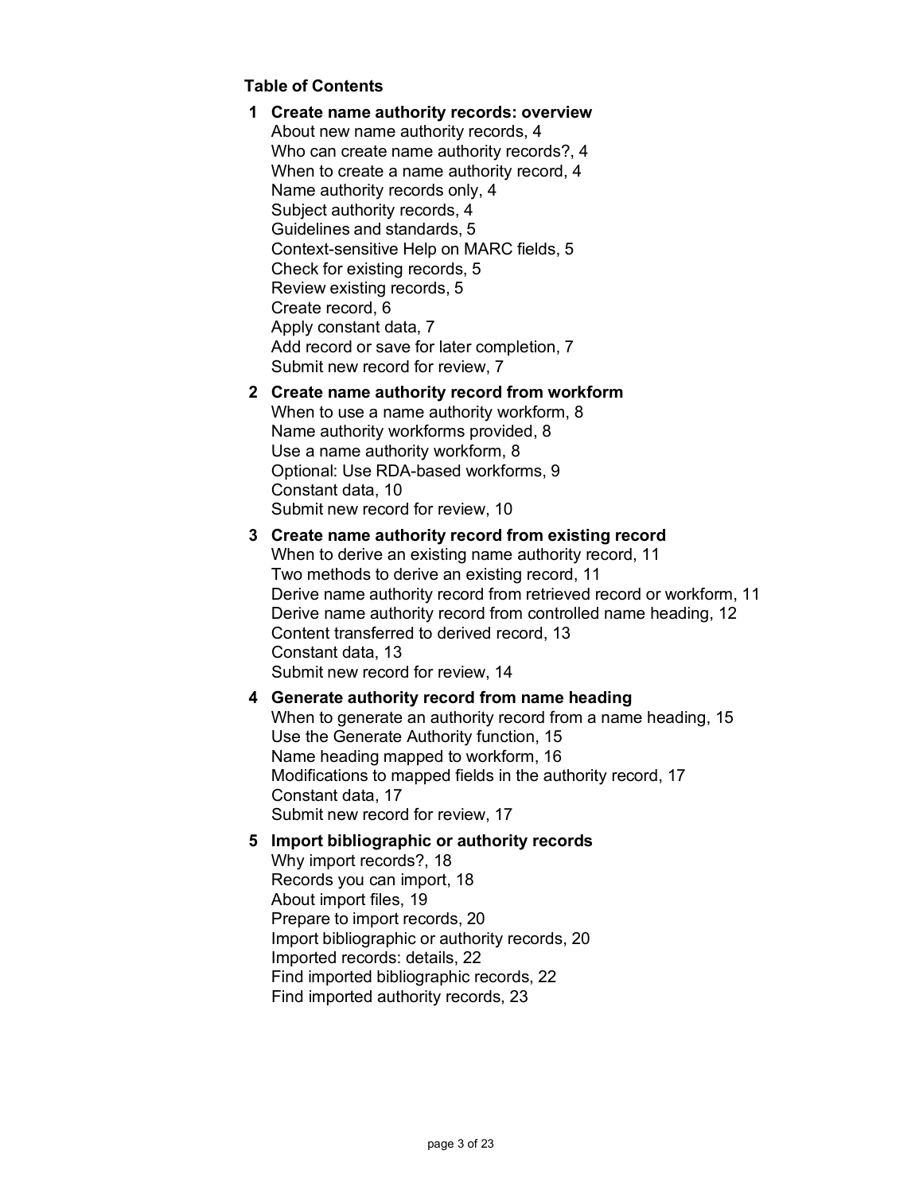## Table of Contents

**1 Create name authority records: overview**

- About new name authority records, 4
- Who can create name authority records?, 4
- When to create a name authority record, 4
- Name authority records only, 4
- Subject authority records, 4
- Guidelines and standards, 5
- Context-sensitive Help on MARC fields, 5
- Check for existing records, 5
- Review existing records, 5
- Create record, 6
- Apply constant data, 7
- Add record or save for later completion, 7
- Submit new record for review, 7

**2 Create name authority record from workform**

- When to use a name authority workform, 8
- Name authority workforms provided, 8
- Use a name authority workform, 8
- Optional: Use RDA-based workforms, 9
- Constant data, 10
- Submit new record for review, 10

**3 Create name authority record from existing record**

- When to derive an existing name authority record, 11
- Two methods to derive an existing record, 11
- Derive name authority record from retrieved record or workform, 11
- Derive name authority record from controlled name heading, 12
- Content transferred to derived record, 13
- Constant data, 13
- Submit new record for review, 14

**4 Generate authority record from name heading**

- When to generate an authority record from a name heading, 15
- Use the Generate Authority function, 15
- Name heading mapped to workform, 16
- Modifications to mapped fields in the authority record, 17
- Constant data, 17
- Submit new record for review, 17

**5 Import bibliographic or authority records**

- Why import records?, 18
- Records you can import, 18
- About import files, 19
- Prepare to import records, 20
- Import bibliographic or authority records, 20
- Imported records: details, 22
- Find imported bibliographic records, 22
- Find imported authority records, 23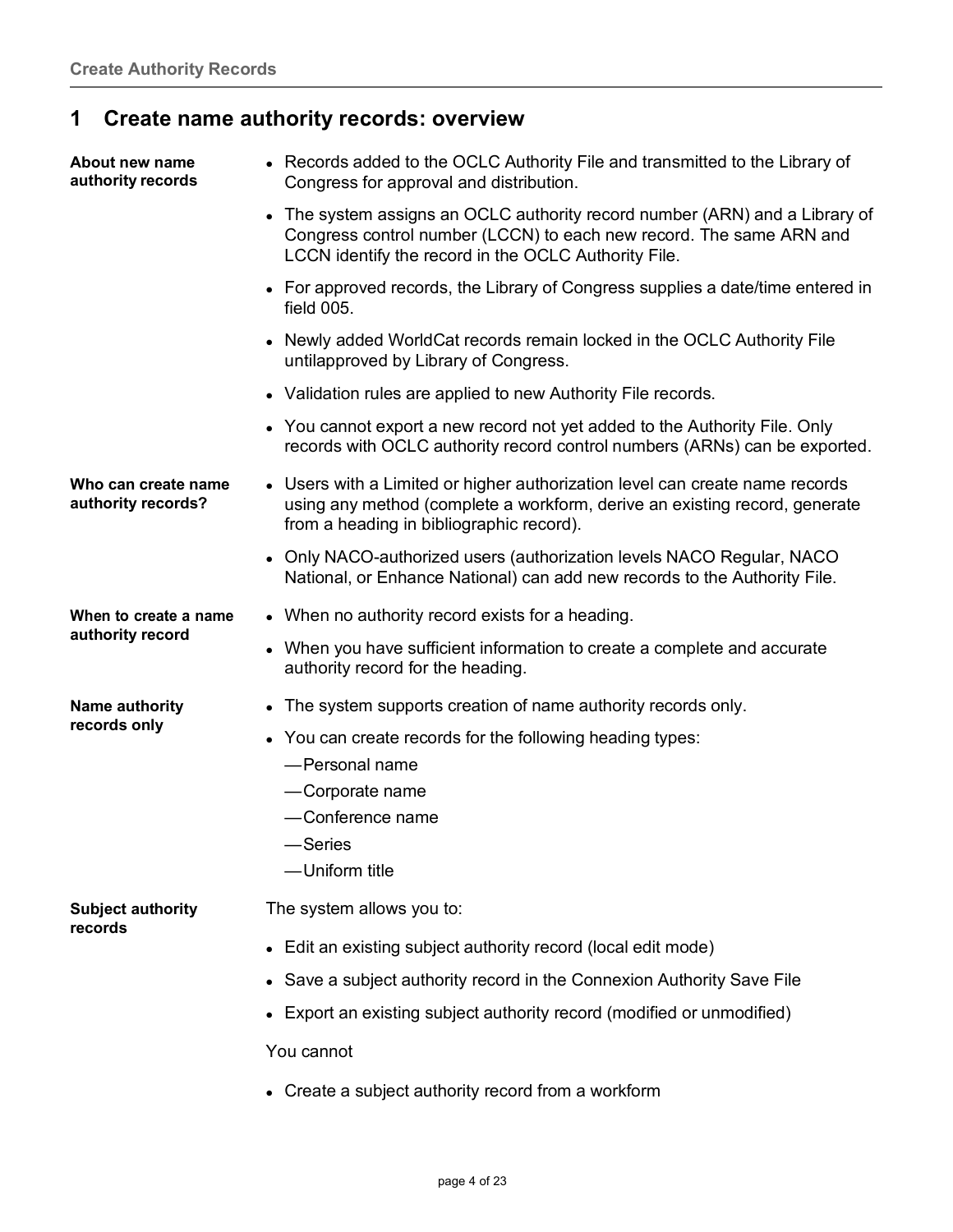# 1 Create name authority records: overview

**About new name authority records**

- Records added to the OCLC Authority File and transmitted to the Library of Congress for approval and distribution.
- The system assigns an OCLC authority record number (ARN) and a Library of Congress control number (LCCN) to each new record. The same ARN and LCCN identify the record in the OCLC Authority File.
- For approved records, the Library of Congress supplies a date/time entered in field 005.
- Newly added WorldCat records remain locked in the OCLC Authority File untilapproved by Library of Congress.
- Validation rules are applied to new Authority File records.
- You cannot export a new record not yet added to the Authority File. Only records with OCLC authority record control numbers (ARNs) can be exported.

**Who can create name authority records?**

- Users with a Limited or higher authorization level can create name records using any method (complete a workform, derive an existing record, generate from a heading in bibliographic record).
- Only NACO-authorized users (authorization levels NACO Regular, NACO National, or Enhance National) can add new records to the Authority File.

**When to create a name authority record**

- When no authority record exists for a heading.
- When you have sufficient information to create a complete and accurate authority record for the heading.

**Name authority records only**

- The system supports creation of name authority records only.
- You can create records for the following heading types:
  - —Personal name
  - —Corporate name
  - —Conference name
  - —Series
  - —Uniform title

**Subject authority records**

The system allows you to:

- Edit an existing subject authority record (local edit mode)
- Save a subject authority record in the Connexion Authority Save File
- Export an existing subject authority record (modified or unmodified)

You cannot

- Create a subject authority record from a workform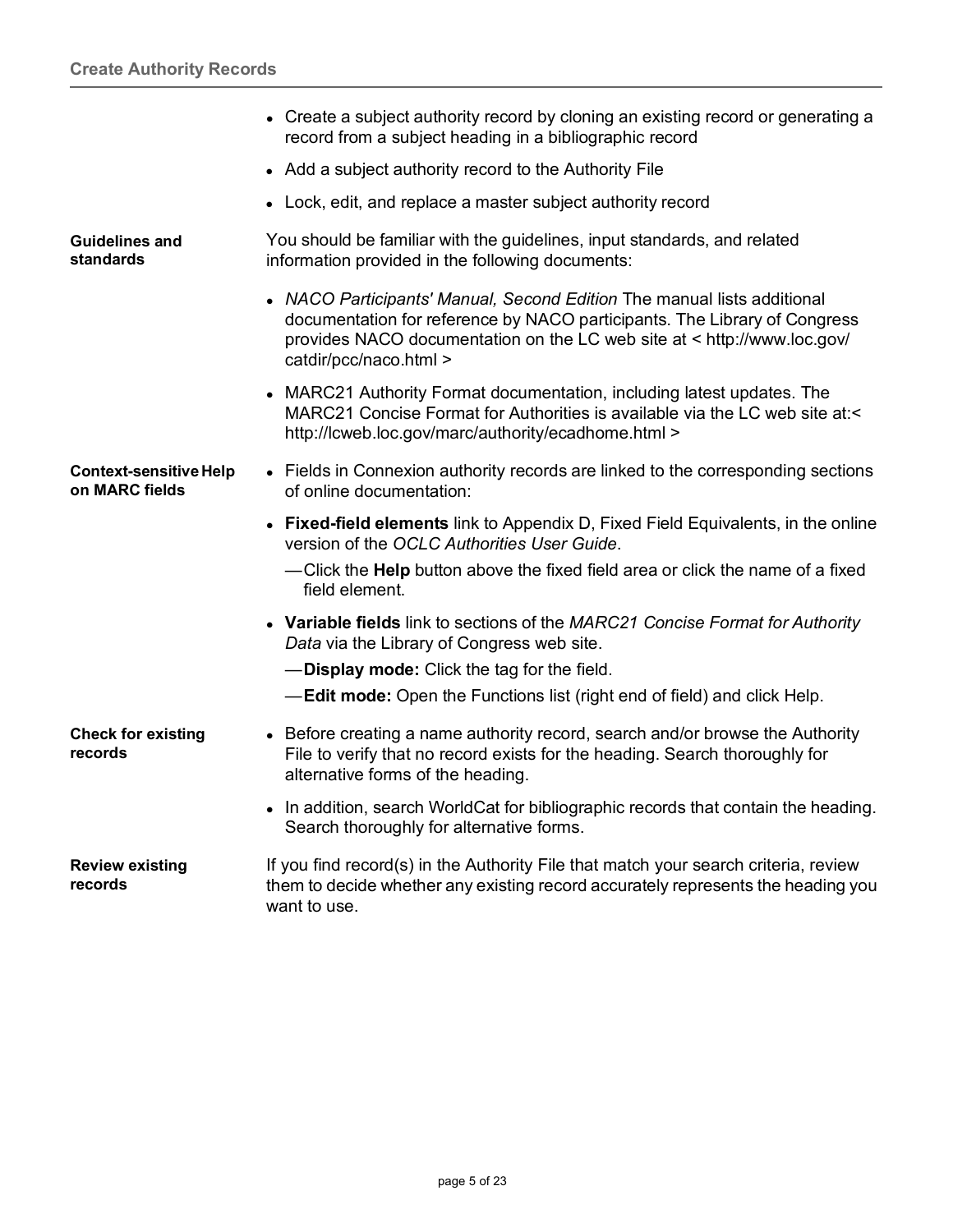- Create a subject authority record by cloning an existing record or generating a record from a subject heading in a bibliographic record
- Add a subject authority record to the Authority File
- Lock, edit, and replace a master subject authority record

**Guidelines and standards**

You should be familiar with the guidelines, input standards, and related information provided in the following documents:

- *NACO Participants' Manual, Second Edition* The manual lists additional documentation for reference by NACO participants. The Library of Congress provides NACO documentation on the LC web site at < http://www.loc.gov/catdir/pcc/naco.html >
- MARC21 Authority Format documentation, including latest updates. The MARC21 Concise Format for Authorities is available via the LC web site at:< http://lcweb.loc.gov/marc/authority/ecadhome.html >

**Context-sensitive Help on MARC fields**

- Fields in Connexion authority records are linked to the corresponding sections of online documentation:
- **Fixed-field elements** link to Appendix D, Fixed Field Equivalents, in the online version of the *OCLC Authorities User Guide*.
  - —Click the **Help** button above the fixed field area or click the name of a fixed field element.
- **Variable fields** link to sections of the *MARC21 Concise Format for Authority Data* via the Library of Congress web site.
  - —**Display mode:** Click the tag for the field.
  - —**Edit mode:** Open the Functions list (right end of field) and click Help.

**Check for existing records**

- Before creating a name authority record, search and/or browse the Authority File to verify that no record exists for the heading. Search thoroughly for alternative forms of the heading.
- In addition, search WorldCat for bibliographic records that contain the heading. Search thoroughly for alternative forms.

**Review existing records**

If you find record(s) in the Authority File that match your search criteria, review them to decide whether any existing record accurately represents the heading you want to use.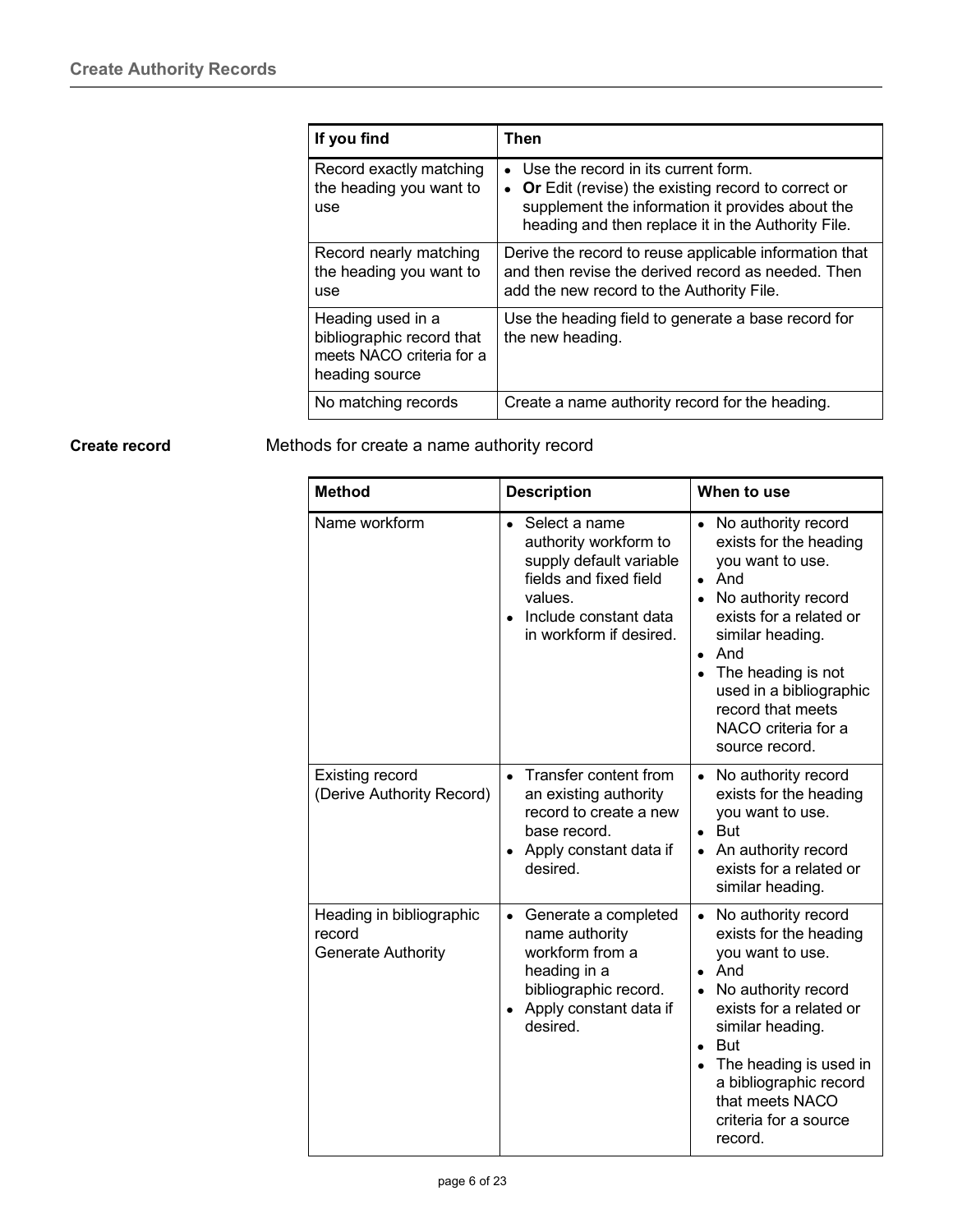| If you find | Then |
| --- | --- |
| Record exactly matching the heading you want to use | • Use the record in its current form.<br>• **Or** Edit (revise) the existing record to correct or supplement the information it provides about the heading and then replace it in the Authority File. |
| Record nearly matching the heading you want to use | Derive the record to reuse applicable information that and then revise the derived record as needed. Then add the new record to the Authority File. |
| Heading used in a bibliographic record that meets NACO criteria for a heading source | Use the heading field to generate a base record for the new heading. |
| No matching records | Create a name authority record for the heading. |

**Create record**

Methods for create a name authority record

| Method | Description | When to use |
| --- | --- | --- |
| Name workform | • Select a name authority workform to supply default variable fields and fixed field values.<br>• Include constant data in workform if desired. | • No authority record exists for the heading you want to use.<br>• And<br>• No authority record exists for a related or similar heading.<br>• And<br>• The heading is not used in a bibliographic record that meets NACO criteria for a source record. |
| Existing record (Derive Authority Record) | • Transfer content from an existing authority record to create a new base record.<br>• Apply constant data if desired. | • No authority record exists for the heading you want to use.<br>• But<br>• An authority record exists for a related or similar heading. |
| Heading in bibliographic record Generate Authority | • Generate a completed name authority workform from a heading in a bibliographic record.<br>• Apply constant data if desired. | • No authority record exists for the heading you want to use.<br>• And<br>• No authority record exists for a related or similar heading.<br>• But<br>• The heading is used in a bibliographic record that meets NACO criteria for a source record. |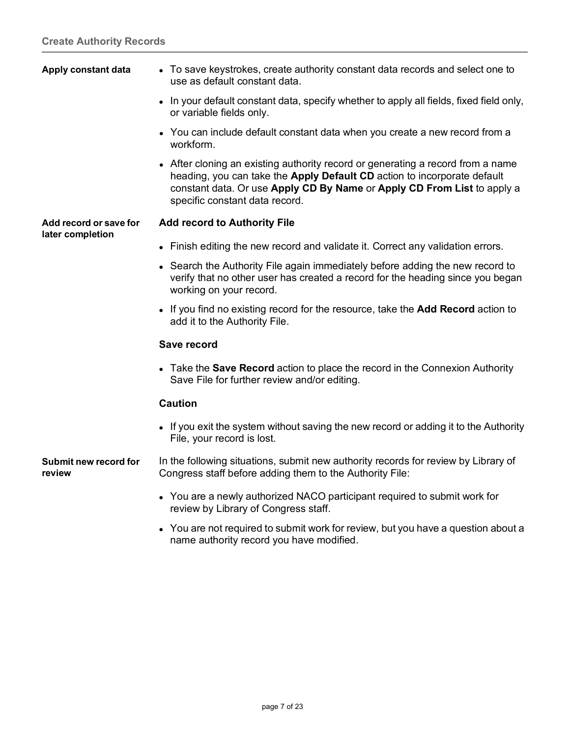### Apply constant data

- To save keystrokes, create authority constant data records and select one to use as default constant data.
- In your default constant data, specify whether to apply all fields, fixed field only, or variable fields only.
- You can include default constant data when you create a new record from a workform.
- After cloning an existing authority record or generating a record from a name heading, you can take the **Apply Default CD** action to incorporate default constant data. Or use **Apply CD By Name** or **Apply CD From List** to apply a specific constant data record.

### Add record or save for later completion

**Add record to Authority File**

- Finish editing the new record and validate it. Correct any validation errors.
- Search the Authority File again immediately before adding the new record to verify that no other user has created a record for the heading since you began working on your record.
- If you find no existing record for the resource, take the **Add Record** action to add it to the Authority File.

**Save record**

- Take the **Save Record** action to place the record in the Connexion Authority Save File for further review and/or editing.

**Caution**

- If you exit the system without saving the new record or adding it to the Authority File, your record is lost.

### Submit new record for review

In the following situations, submit new authority records for review by Library of Congress staff before adding them to the Authority File:

- You are a newly authorized NACO participant required to submit work for review by Library of Congress staff.
- You are not required to submit work for review, but you have a question about a name authority record you have modified.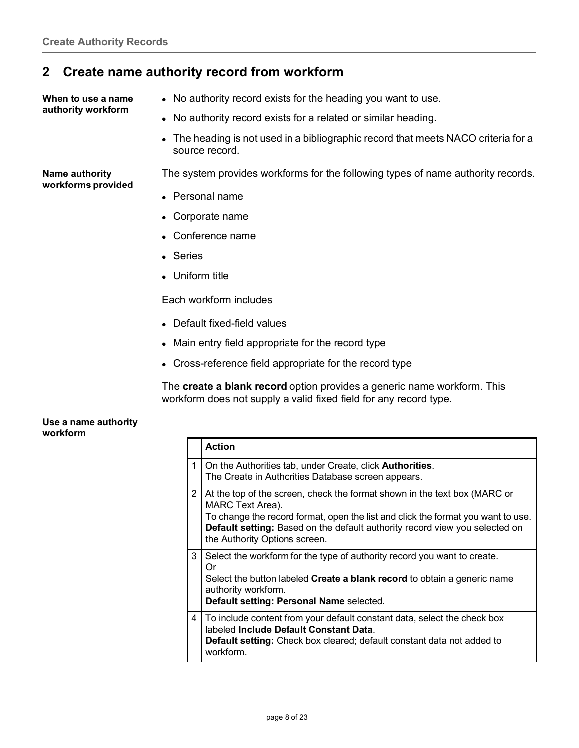## 2 Create name authority record from workform

**When to use a name authority workform**

- No authority record exists for the heading you want to use.
- No authority record exists for a related or similar heading.
- The heading is not used in a bibliographic record that meets NACO criteria for a source record.

**Name authority workforms provided**

The system provides workforms for the following types of name authority records.

- Personal name
- Corporate name
- Conference name
- Series
- Uniform title

Each workform includes

- Default fixed-field values
- Main entry field appropriate for the record type
- Cross-reference field appropriate for the record type

The **create a blank record** option provides a generic name workform. This workform does not supply a valid fixed field for any record type.

**Use a name authority workform**

| | Action |
|---|---|
| 1 | On the Authorities tab, under Create, click **Authorities**.<br>The Create in Authorities Database screen appears. |
| 2 | At the top of the screen, check the format shown in the text box (MARC or MARC Text Area).<br>To change the record format, open the list and click the format you want to use.<br>**Default setting:** Based on the default authority record view you selected on the Authority Options screen. |
| 3 | Select the workform for the type of authority record you want to create.<br>Or<br>Select the button labeled **Create a blank record** to obtain a generic name authority workform.<br>**Default setting: Personal Name** selected. |
| 4 | To include content from your default constant data, select the check box labeled **Include Default Constant Data**.<br>**Default setting:** Check box cleared; default constant data not added to workform. |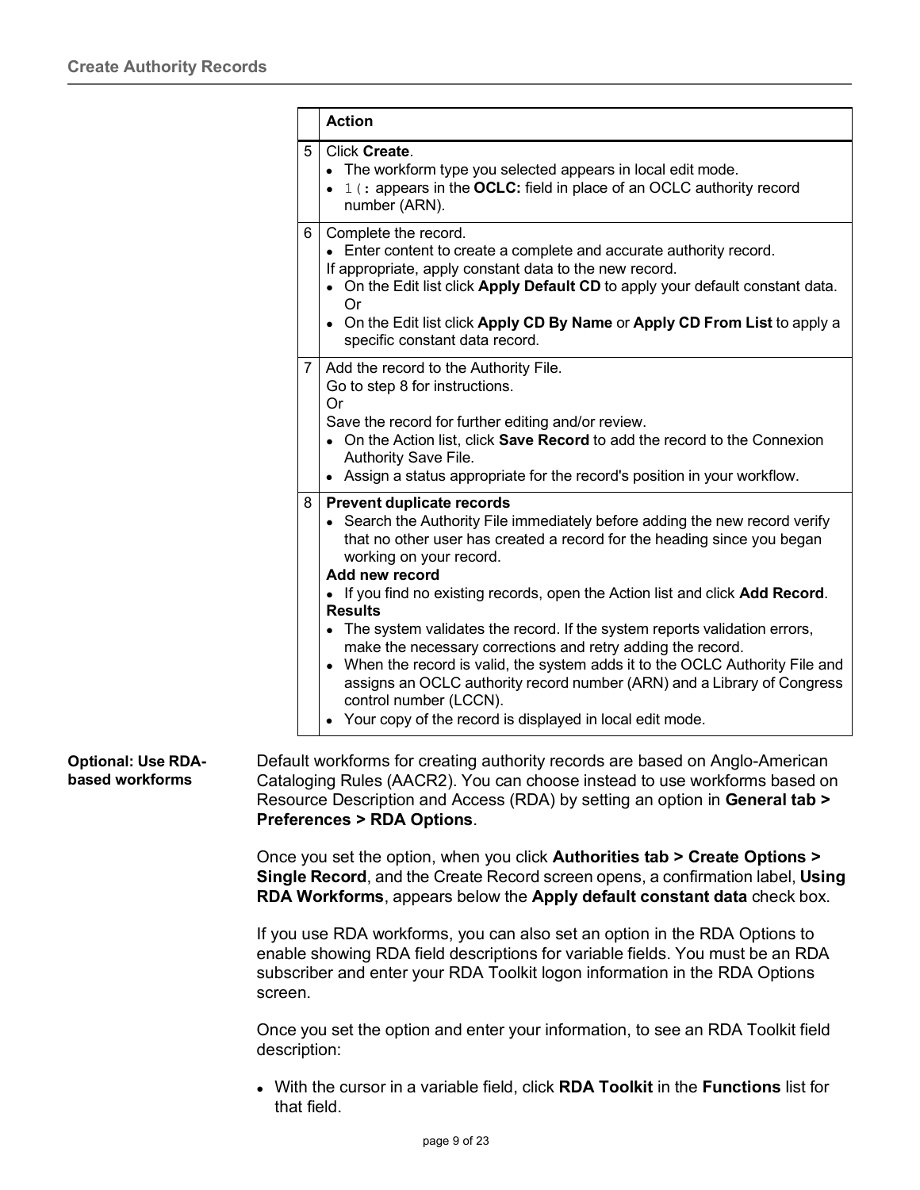| | Action |
|---|---|
| 5 | Click **Create**.<br>• The workform type you selected appears in local edit mode.<br>• `1(:` appears in the **OCLC:** field in place of an OCLC authority record number (ARN). |
| 6 | Complete the record.<br>• Enter content to create a complete and accurate authority record.<br>If appropriate, apply constant data to the new record.<br>• On the Edit list click **Apply Default CD** to apply your default constant data. Or<br>• On the Edit list click **Apply CD By Name** or **Apply CD From List** to apply a specific constant data record. |
| 7 | Add the record to the Authority File.<br>Go to step 8 for instructions.<br>Or<br>Save the record for further editing and/or review.<br>• On the Action list, click **Save Record** to add the record to the Connexion Authority Save File.<br>• Assign a status appropriate for the record's position in your workflow. |
| 8 | **Prevent duplicate records**<br>• Search the Authority File immediately before adding the new record verify that no other user has created a record for the heading since you began working on your record.<br>**Add new record**<br>• If you find no existing records, open the Action list and click **Add Record**.<br>**Results**<br>• The system validates the record. If the system reports validation errors, make the necessary corrections and retry adding the record.<br>• When the record is valid, the system adds it to the OCLC Authority File and assigns an OCLC authority record number (ARN) and a Library of Congress control number (LCCN).<br>• Your copy of the record is displayed in local edit mode. |

**Optional: Use RDA-based workforms**

Default workforms for creating authority records are based on Anglo-American Cataloging Rules (AACR2). You can choose instead to use workforms based on Resource Description and Access (RDA) by setting an option in **General tab > Preferences > RDA Options**.

Once you set the option, when you click **Authorities tab > Create Options > Single Record**, and the Create Record screen opens, a confirmation label, **Using RDA Workforms**, appears below the **Apply default constant data** check box.

If you use RDA workforms, you can also set an option in the RDA Options to enable showing RDA field descriptions for variable fields. You must be an RDA subscriber and enter your RDA Toolkit logon information in the RDA Options screen.

Once you set the option and enter your information, to see an RDA Toolkit field description:

- With the cursor in a variable field, click **RDA Toolkit** in the **Functions** list for that field.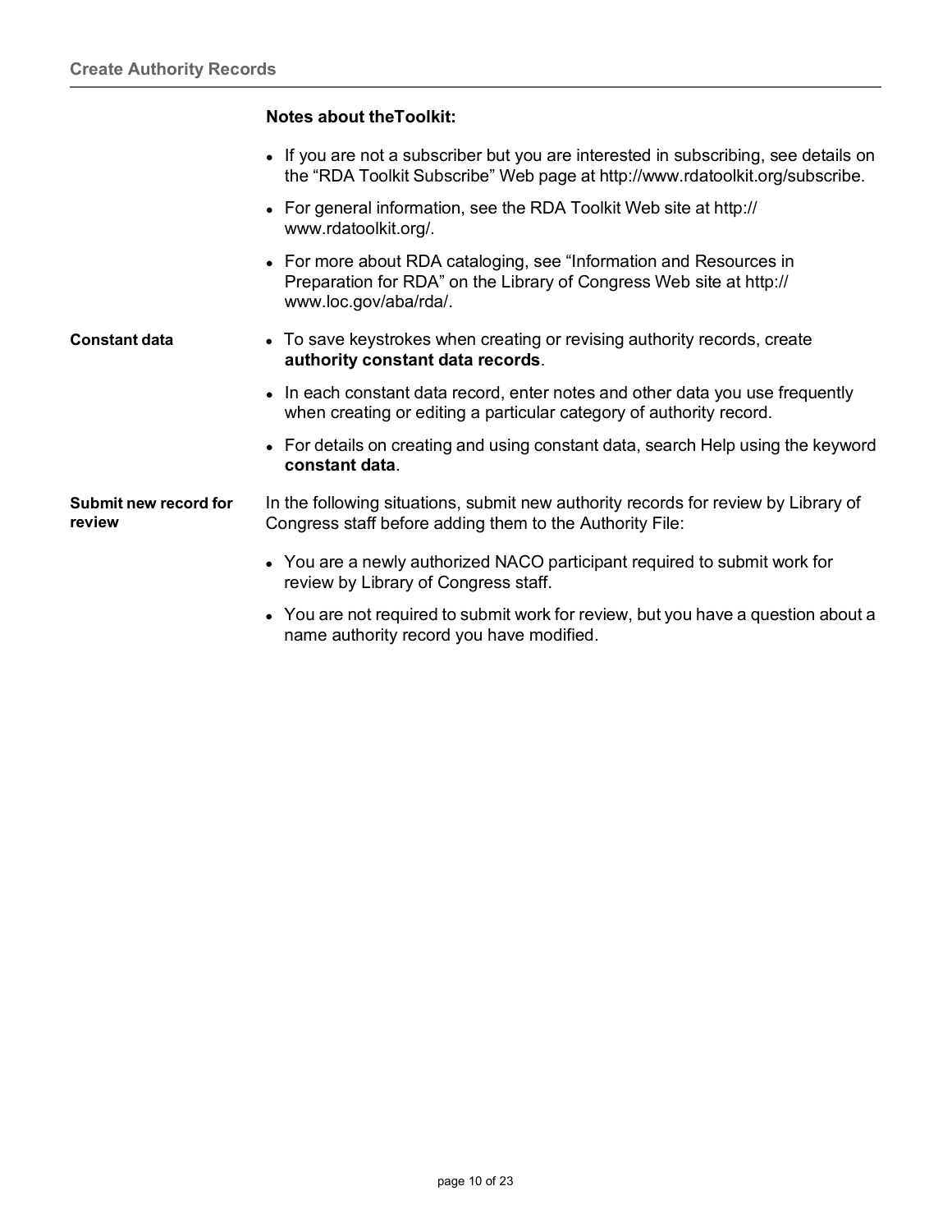**Notes about theToolkit:**

- If you are not a subscriber but you are interested in subscribing, see details on the “RDA Toolkit Subscribe” Web page at http://www.rdatoolkit.org/subscribe.
- For general information, see the RDA Toolkit Web site at http://www.rdatoolkit.org/.
- For more about RDA cataloging, see “Information and Resources in Preparation for RDA” on the Library of Congress Web site at http://www.loc.gov/aba/rda/.

**Constant data**

- To save keystrokes when creating or revising authority records, create **authority constant data records**.
- In each constant data record, enter notes and other data you use frequently when creating or editing a particular category of authority record.
- For details on creating and using constant data, search Help using the keyword **constant data**.

**Submit new record for review**

In the following situations, submit new authority records for review by Library of Congress staff before adding them to the Authority File:

- You are a newly authorized NACO participant required to submit work for review by Library of Congress staff.
- You are not required to submit work for review, but you have a question about a name authority record you have modified.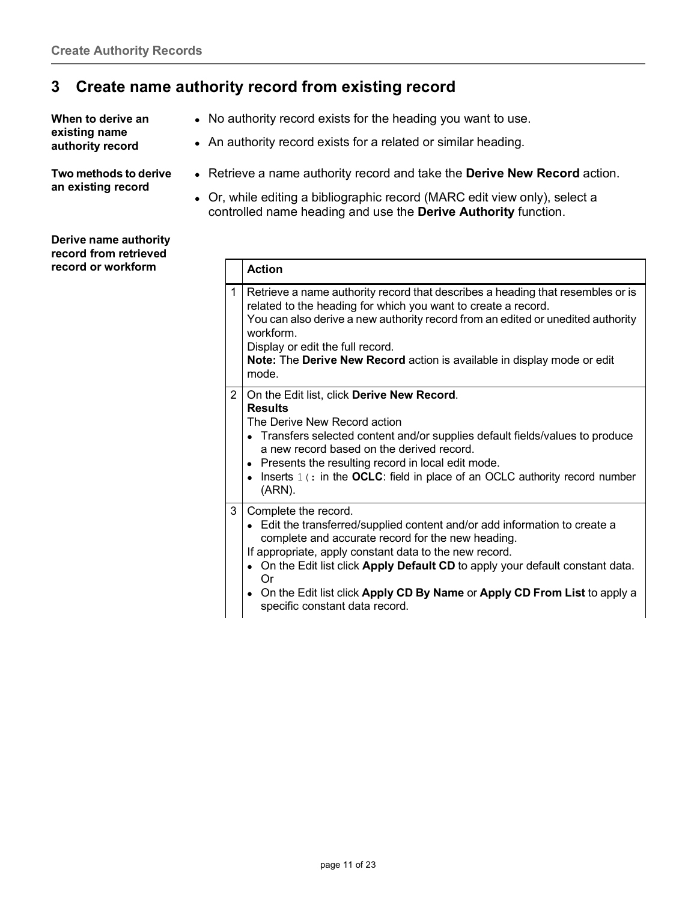## 3 Create name authority record from existing record

**When to derive an existing name authority record**

- No authority record exists for the heading you want to use.
- An authority record exists for a related or similar heading.

**Two methods to derive an existing record**

- Retrieve a name authority record and take the **Derive New Record** action.
- Or, while editing a bibliographic record (MARC edit view only), select a controlled name heading and use the **Derive Authority** function.

**Derive name authority record from retrieved record or workform**

| | Action |
|---|---|
| 1 | Retrieve a name authority record that describes a heading that resembles or is related to the heading for which you want to create a record.<br>You can also derive a new authority record from an edited or unedited authority workform.<br>Display or edit the full record.<br>**Note:** The **Derive New Record** action is available in display mode or edit mode. |
| 2 | On the Edit list, click **Derive New Record**.<br>**Results**<br>The Derive New Record action<br>• Transfers selected content and/or supplies default fields/values to produce a new record based on the derived record.<br>• Presents the resulting record in local edit mode.<br>• Inserts `l(:` in the **OCLC**: field in place of an OCLC authority record number (ARN). |
| 3 | Complete the record.<br>• Edit the transferred/supplied content and/or add information to create a complete and accurate record for the new heading.<br>If appropriate, apply constant data to the new record.<br>• On the Edit list click **Apply Default CD** to apply your default constant data. Or<br>• On the Edit list click **Apply CD By Name** or **Apply CD From List** to apply a specific constant data record. |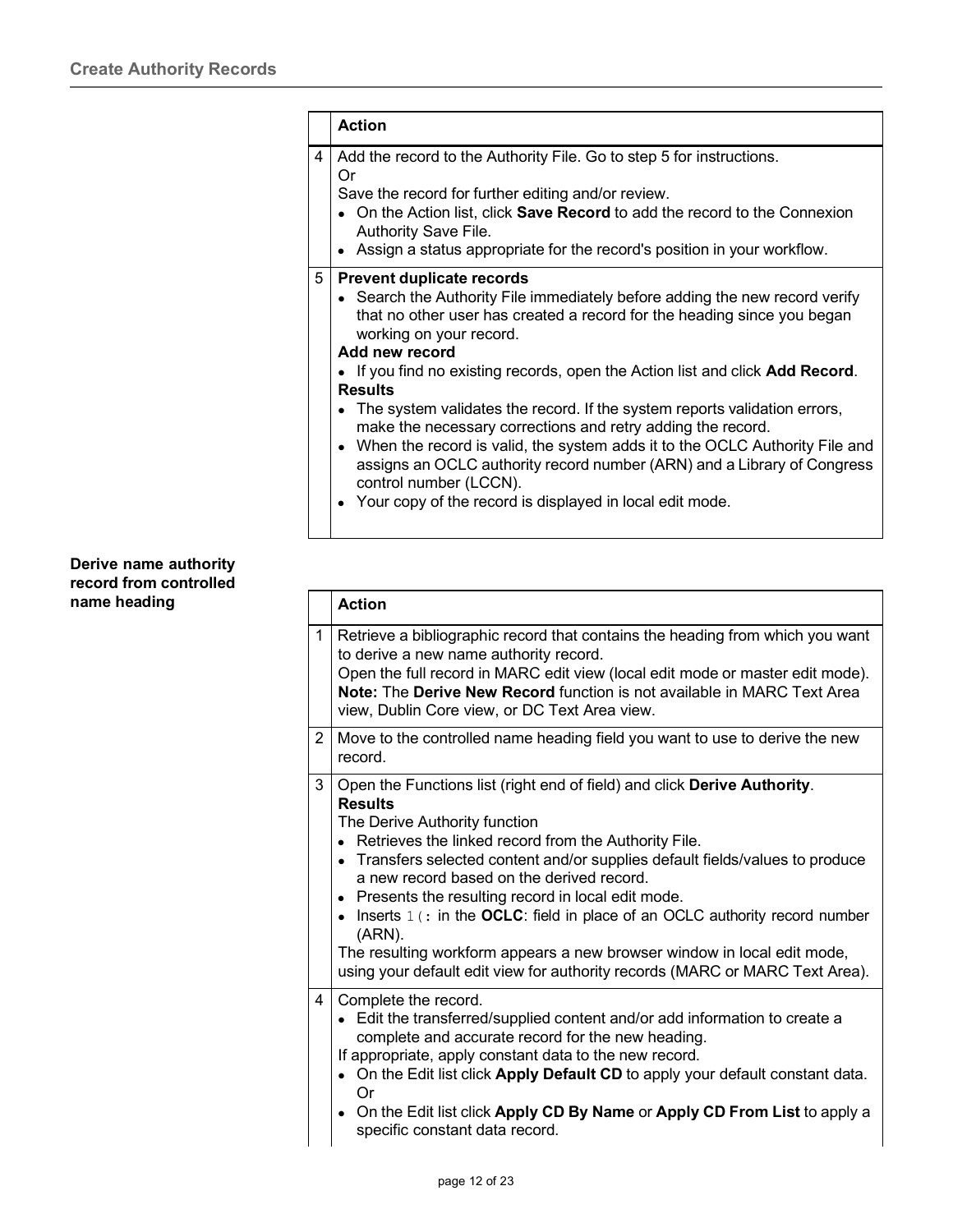| | Action |
|---|---|
| 4 | Add the record to the Authority File. Go to step 5 for instructions.<br>Or<br>Save the record for further editing and/or review.<br>• On the Action list, click **Save Record** to add the record to the Connexion Authority Save File.<br>• Assign a status appropriate for the record's position in your workflow. |
| 5 | **Prevent duplicate records**<br>• Search the Authority File immediately before adding the new record verify that no other user has created a record for the heading since you began working on your record.<br>**Add new record**<br>• If you find no existing records, open the Action list and click **Add Record**.<br>**Results**<br>• The system validates the record. If the system reports validation errors, make the necessary corrections and retry adding the record.<br>• When the record is valid, the system adds it to the OCLC Authority File and assigns an OCLC authority record number (ARN) and a Library of Congress control number (LCCN).<br>• Your copy of the record is displayed in local edit mode. |

**Derive name authority record from controlled name heading**

| | Action |
|---|---|
| 1 | Retrieve a bibliographic record that contains the heading from which you want to derive a new name authority record.<br>Open the full record in MARC edit view (local edit mode or master edit mode).<br>**Note:** The **Derive New Record** function is not available in MARC Text Area view, Dublin Core view, or DC Text Area view. |
| 2 | Move to the controlled name heading field you want to use to derive the new record. |
| 3 | Open the Functions list (right end of field) and click **Derive Authority**.<br>**Results**<br>The Derive Authority function<br>• Retrieves the linked record from the Authority File.<br>• Transfers selected content and/or supplies default fields/values to produce a new record based on the derived record.<br>• Presents the resulting record in local edit mode.<br>• Inserts `l(:` in the **OCLC**: field in place of an OCLC authority record number (ARN).<br>The resulting workform appears a new browser window in local edit mode, using your default edit view for authority records (MARC or MARC Text Area). |
| 4 | Complete the record.<br>• Edit the transferred/supplied content and/or add information to create a complete and accurate record for the new heading.<br>If appropriate, apply constant data to the new record.<br>• On the Edit list click **Apply Default CD** to apply your default constant data.<br>Or<br>• On the Edit list click **Apply CD By Name** or **Apply CD From List** to apply a specific constant data record. |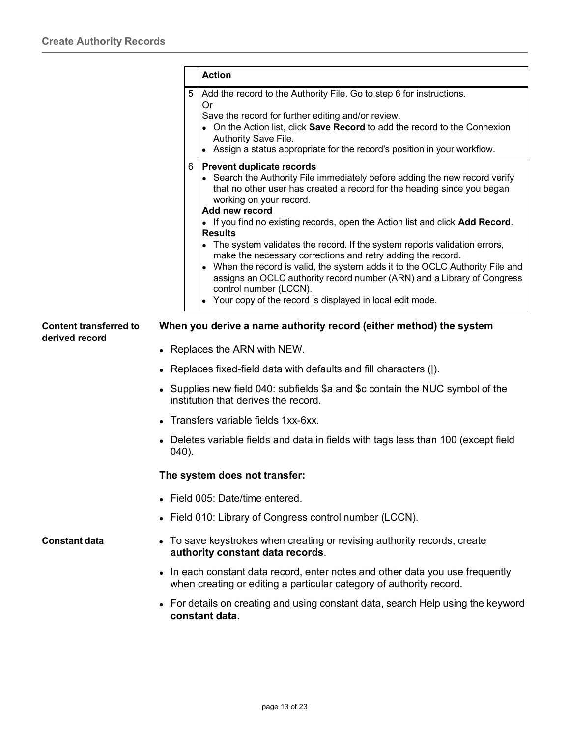| | Action |
|---|---|
| 5 | Add the record to the Authority File. Go to step 6 for instructions.<br>Or<br>Save the record for further editing and/or review.<br>• On the Action list, click **Save Record** to add the record to the Connexion Authority Save File.<br>• Assign a status appropriate for the record's position in your workflow. |
| 6 | **Prevent duplicate records**<br>• Search the Authority File immediately before adding the new record verify that no other user has created a record for the heading since you began working on your record.<br>**Add new record**<br>• If you find no existing records, open the Action list and click **Add Record**.<br>**Results**<br>• The system validates the record. If the system reports validation errors, make the necessary corrections and retry adding the record.<br>• When the record is valid, the system adds it to the OCLC Authority File and assigns an OCLC authority record number (ARN) and a Library of Congress control number (LCCN).<br>• Your copy of the record is displayed in local edit mode. |

**Content transferred to derived record**

**When you derive a name authority record (either method) the system**

- Replaces the ARN with NEW.
- Replaces fixed-field data with defaults and fill characters (|).
- Supplies new field 040: subfields $a and $c contain the NUC symbol of the institution that derives the record.
- Transfers variable fields 1xx-6xx.
- Deletes variable fields and data in fields with tags less than 100 (except field 040).

**The system does not transfer:**

- Field 005: Date/time entered.
- Field 010: Library of Congress control number (LCCN).

**Constant data**

- To save keystrokes when creating or revising authority records, create **authority constant data records**.
- In each constant data record, enter notes and other data you use frequently when creating or editing a particular category of authority record.
- For details on creating and using constant data, search Help using the keyword **constant data**.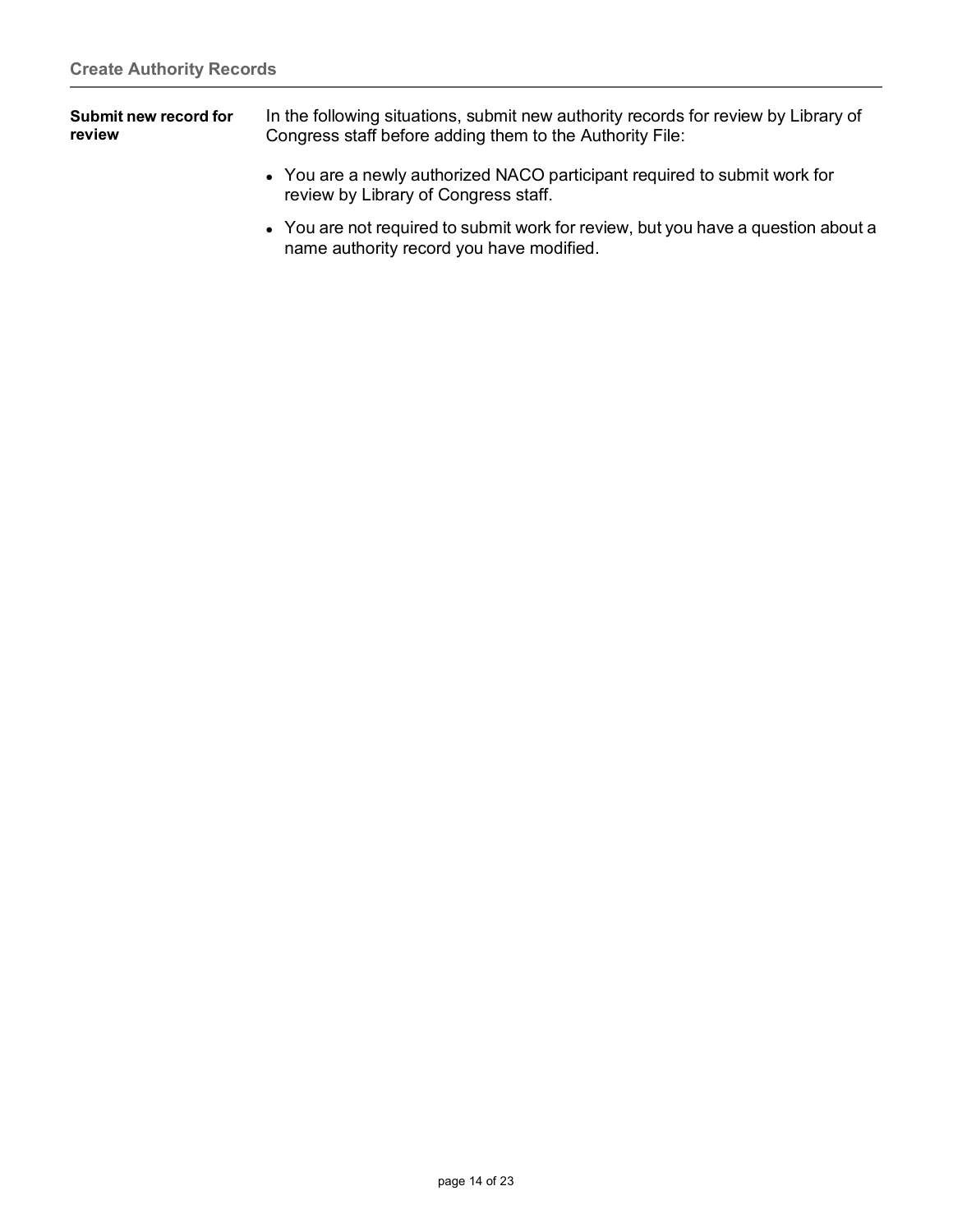**Submit new record for review**

In the following situations, submit new authority records for review by Library of Congress staff before adding them to the Authority File:

- You are a newly authorized NACO participant required to submit work for review by Library of Congress staff.
- You are not required to submit work for review, but you have a question about a name authority record you have modified.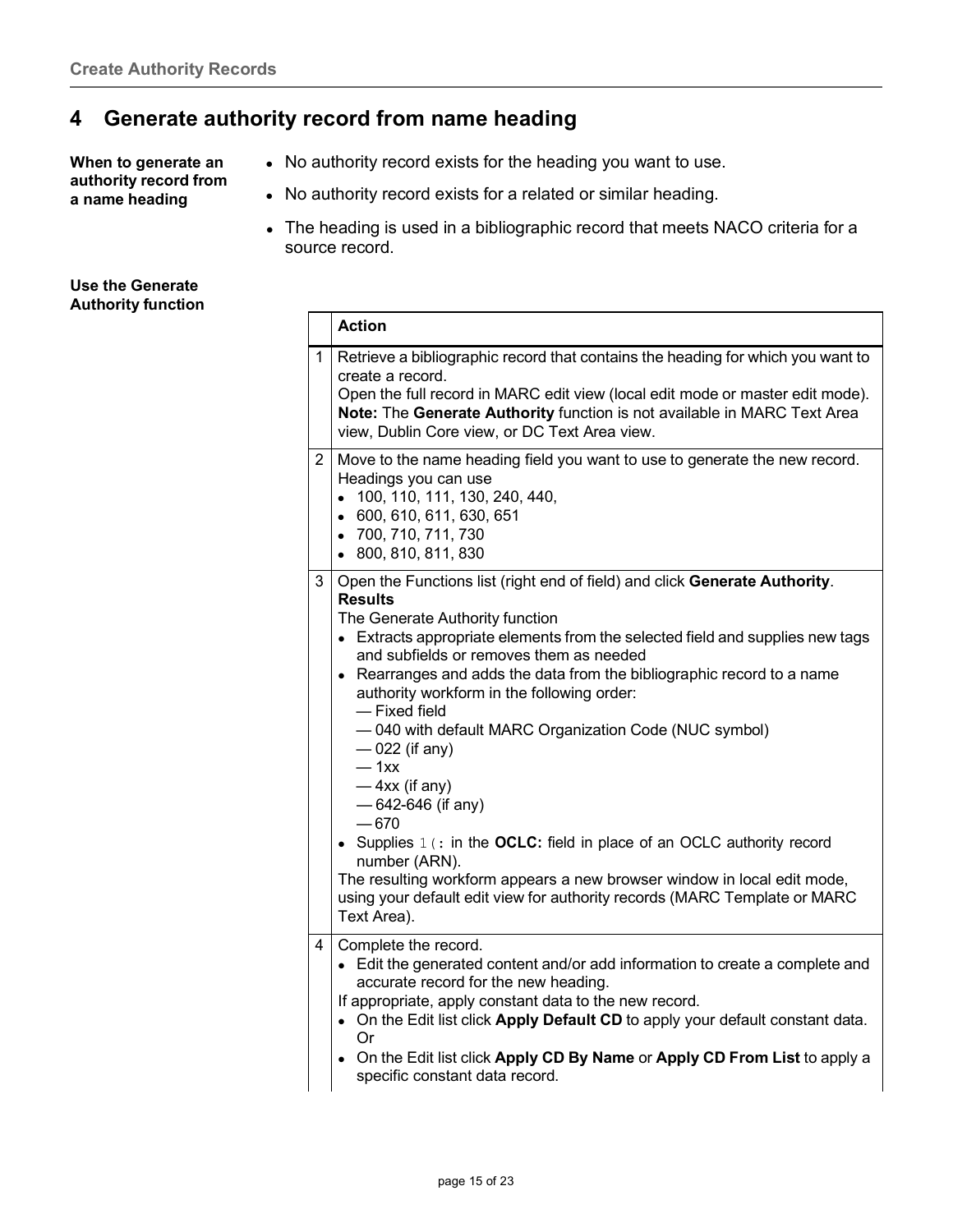## 4 Generate authority record from name heading

**When to generate an authority record from a name heading**

- No authority record exists for the heading you want to use.
- No authority record exists for a related or similar heading.
- The heading is used in a bibliographic record that meets NACO criteria for a source record.

**Use the Generate Authority function**

| | Action |
|---|---|
| 1 | Retrieve a bibliographic record that contains the heading for which you want to create a record.<br>Open the full record in MARC edit view (local edit mode or master edit mode).<br>**Note:** The **Generate Authority** function is not available in MARC Text Area view, Dublin Core view, or DC Text Area view. |
| 2 | Move to the name heading field you want to use to generate the new record.<br>Headings you can use<br>• 100, 110, 111, 130, 240, 440,<br>• 600, 610, 611, 630, 651<br>• 700, 710, 711, 730<br>• 800, 810, 811, 830 |
| 3 | Open the Functions list (right end of field) and click **Generate Authority**.<br>**Results**<br>The Generate Authority function<br>• Extracts appropriate elements from the selected field and supplies new tags and subfields or removes them as needed<br>• Rearranges and adds the data from the bibliographic record to a name authority workform in the following order:<br>— Fixed field<br>— 040 with default MARC Organization Code (NUC symbol)<br>— 022 (if any)<br>— 1xx<br>— 4xx (if any)<br>— 642-646 (if any)<br>— 670<br>• Supplies `l(:` in the **OCLC:** field in place of an OCLC authority record number (ARN).<br>The resulting workform appears a new browser window in local edit mode, using your default edit view for authority records (MARC Template or MARC Text Area). |
| 4 | Complete the record.<br>• Edit the generated content and/or add information to create a complete and accurate record for the new heading.<br>If appropriate, apply constant data to the new record.<br>• On the Edit list click **Apply Default CD** to apply your default constant data.<br>Or<br>• On the Edit list click **Apply CD By Name** or **Apply CD From List** to apply a specific constant data record. |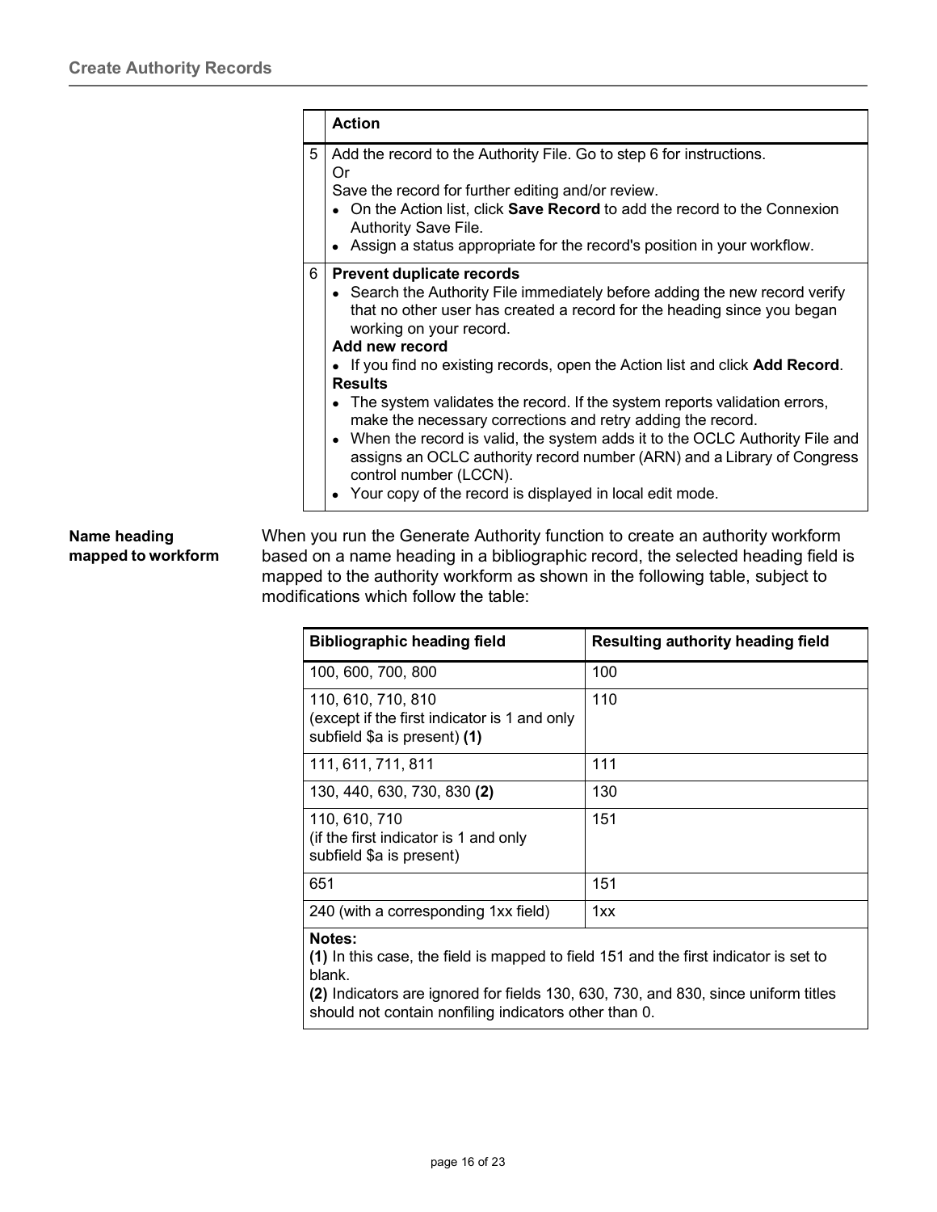|   | Action |
|---|---|
| 5 | Add the record to the Authority File. Go to step 6 for instructions.<br>Or<br>Save the record for further editing and/or review.<br>• On the Action list, click **Save Record** to add the record to the Connexion Authority Save File.<br>• Assign a status appropriate for the record's position in your workflow. |
| 6 | **Prevent duplicate records**<br>• Search the Authority File immediately before adding the new record verify that no other user has created a record for the heading since you began working on your record.<br>**Add new record**<br>• If you find no existing records, open the Action list and click **Add Record**.<br>**Results**<br>• The system validates the record. If the system reports validation errors, make the necessary corrections and retry adding the record.<br>• When the record is valid, the system adds it to the OCLC Authority File and assigns an OCLC authority record number (ARN) and a Library of Congress control number (LCCN).<br>• Your copy of the record is displayed in local edit mode. |

**Name heading mapped to workform**

When you run the Generate Authority function to create an authority workform based on a name heading in a bibliographic record, the selected heading field is mapped to the authority workform as shown in the following table, subject to modifications which follow the table:

| Bibliographic heading field | Resulting authority heading field |
|---|---|
| 100, 600, 700, 800 | 100 |
| 110, 610, 710, 810<br>(except if the first indicator is 1 and only subfield $a is present) **(1)** | 110 |
| 111, 611, 711, 811 | 111 |
| 130, 440, 630, 730, 830 **(2)** | 130 |
| 110, 610, 710<br>(if the first indicator is 1 and only subfield $a is present) | 151 |
| 651 | 151 |
| 240 (with a corresponding 1xx field) | 1xx |

**Notes:**

**(1)** In this case, the field is mapped to field 151 and the first indicator is set to blank.

**(2)** Indicators are ignored for fields 130, 630, 730, and 830, since uniform titles should not contain nonfiling indicators other than 0.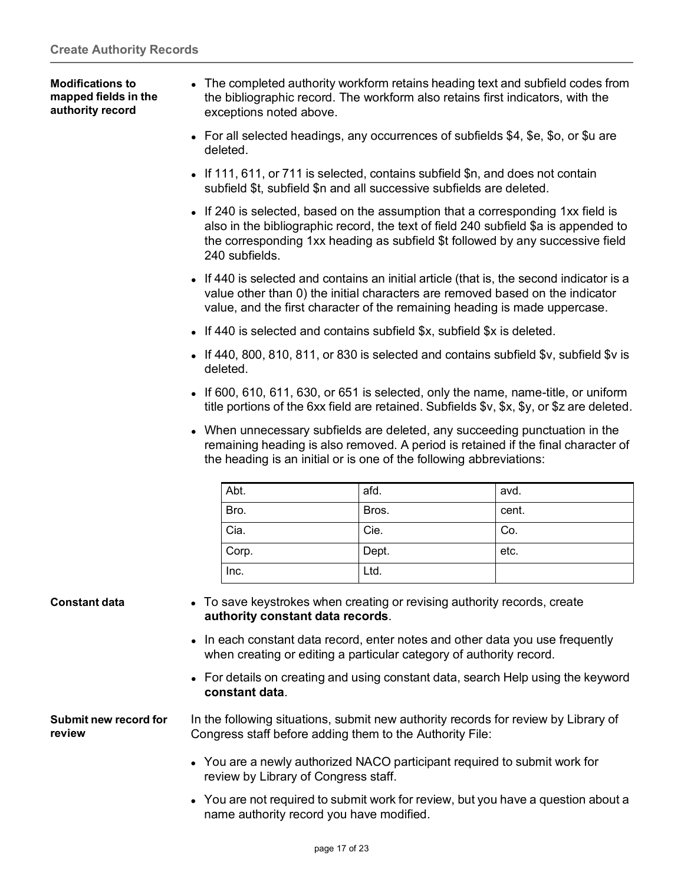**Modifications to mapped fields in the authority record**

- The completed authority workform retains heading text and subfield codes from the bibliographic record. The workform also retains first indicators, with the exceptions noted above.
- For all selected headings, any occurrences of subfields $4, $e, $o, or $u are deleted.
- If 111, 611, or 711 is selected, contains subfield $n, and does not contain subfield $t, subfield $n and all successive subfields are deleted.
- If 240 is selected, based on the assumption that a corresponding 1xx field is also in the bibliographic record, the text of field 240 subfield $a is appended to the corresponding 1xx heading as subfield $t followed by any successive field 240 subfields.
- If 440 is selected and contains an initial article (that is, the second indicator is a value other than 0) the initial characters are removed based on the indicator value, and the first character of the remaining heading is made uppercase.
- If 440 is selected and contains subfield $x, subfield $x is deleted.
- If 440, 800, 810, 811, or 830 is selected and contains subfield $v, subfield $v is deleted.
- If 600, 610, 611, 630, or 651 is selected, only the name, name-title, or uniform title portions of the 6xx field are retained. Subfields $v, $x, $y, or $z are deleted.
- When unnecessary subfields are deleted, any succeeding punctuation in the remaining heading is also removed. A period is retained if the final character of the heading is an initial or is one of the following abbreviations:

| | | |
|---|---|---|
| Abt. | afd. | avd. |
| Bro. | Bros. | cent. |
| Cia. | Cie. | Co. |
| Corp. | Dept. | etc. |
| Inc. | Ltd. | |

**Constant data**

- To save keystrokes when creating or revising authority records, create **authority constant data records**.
- In each constant data record, enter notes and other data you use frequently when creating or editing a particular category of authority record.
- For details on creating and using constant data, search Help using the keyword **constant data**.

**Submit new record for review**

In the following situations, submit new authority records for review by Library of Congress staff before adding them to the Authority File:

- You are a newly authorized NACO participant required to submit work for review by Library of Congress staff.
- You are not required to submit work for review, but you have a question about a name authority record you have modified.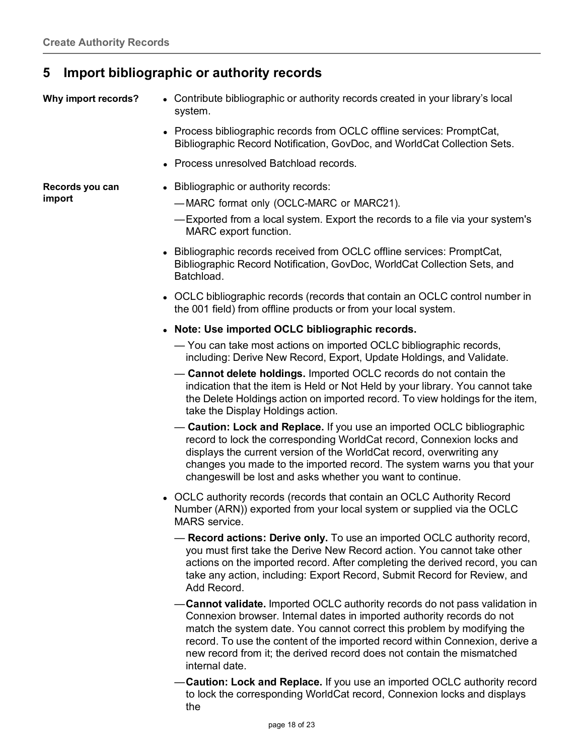## 5 Import bibliographic or authority records

**Why import records?**

- Contribute bibliographic or authority records created in your library's local system.
- Process bibliographic records from OCLC offline services: PromptCat, Bibliographic Record Notification, GovDoc, and WorldCat Collection Sets.
- Process unresolved Batchload records.

**Records you can import**

- Bibliographic or authority records:
  - —MARC format only (OCLC-MARC or MARC21).
  - —Exported from a local system. Export the records to a file via your system's MARC export function.
- Bibliographic records received from OCLC offline services: PromptCat, Bibliographic Record Notification, GovDoc, WorldCat Collection Sets, and Batchload.
- OCLC bibliographic records (records that contain an OCLC control number in the 001 field) from offline products or from your local system.
- **Note: Use imported OCLC bibliographic records.**
  - — You can take most actions on imported OCLC bibliographic records, including: Derive New Record, Export, Update Holdings, and Validate.
  - — **Cannot delete holdings.** Imported OCLC records do not contain the indication that the item is Held or Not Held by your library. You cannot take the Delete Holdings action on imported record. To view holdings for the item, take the Display Holdings action.
  - — **Caution: Lock and Replace.** If you use an imported OCLC bibliographic record to lock the corresponding WorldCat record, Connexion locks and displays the current version of the WorldCat record, overwriting any changes you made to the imported record. The system warns you that your changeswill be lost and asks whether you want to continue.
- OCLC authority records (records that contain an OCLC Authority Record Number (ARN)) exported from your local system or supplied via the OCLC MARS service.
  - — **Record actions: Derive only.** To use an imported OCLC authority record, you must first take the Derive New Record action. You cannot take other actions on the imported record. After completing the derived record, you can take any action, including: Export Record, Submit Record for Review, and Add Record.
  - —**Cannot validate.** Imported OCLC authority records do not pass validation in Connexion browser. Internal dates in imported authority records do not match the system date. You cannot correct this problem by modifying the record. To use the content of the imported record within Connexion, derive a new record from it; the derived record does not contain the mismatched internal date.
  - —**Caution: Lock and Replace.** If you use an imported OCLC authority record to lock the corresponding WorldCat record, Connexion locks and displays the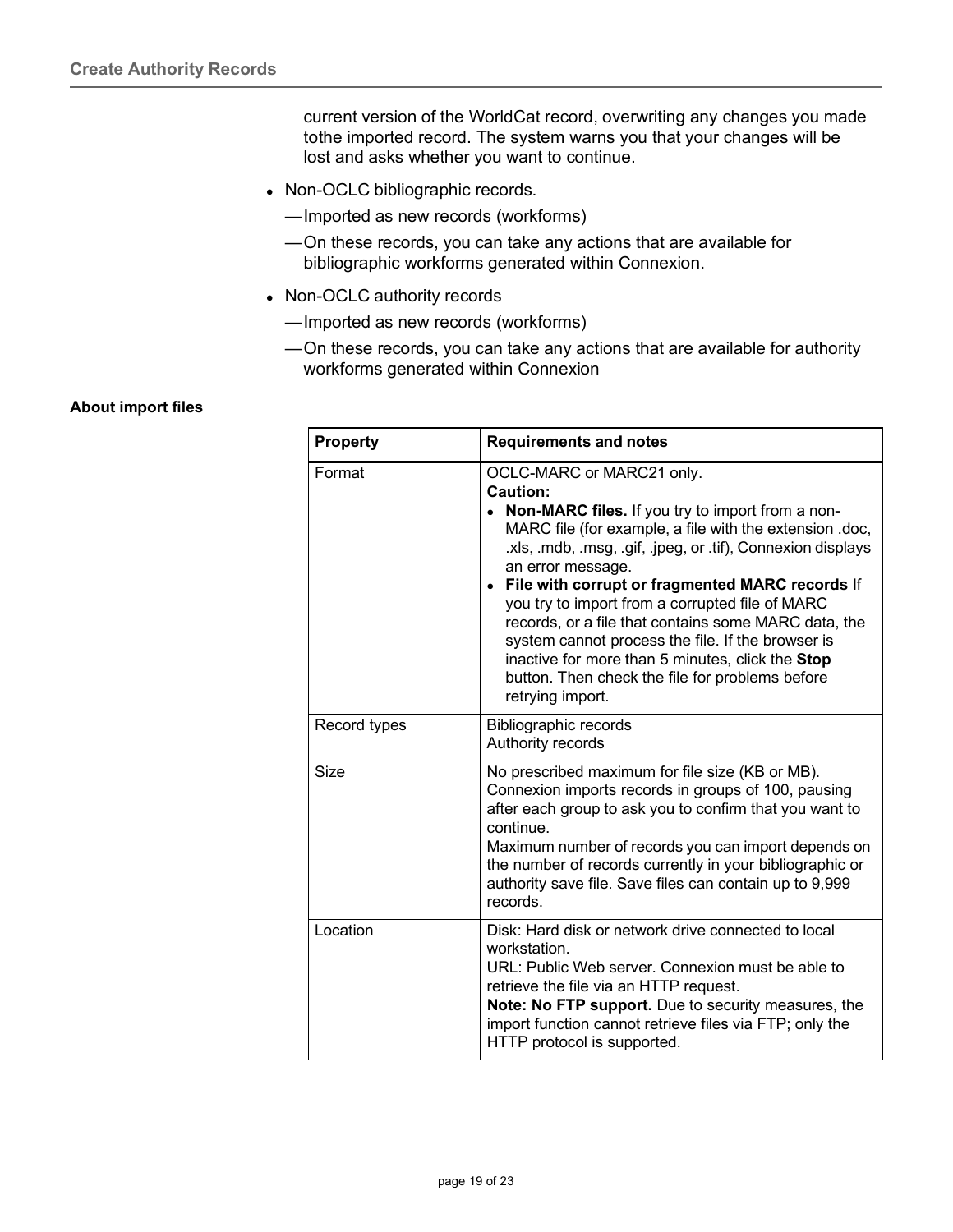current version of the WorldCat record, overwriting any changes you made tothe imported record. The system warns you that your changes will be lost and asks whether you want to continue.

- Non-OCLC bibliographic records.
  - —Imported as new records (workforms)
  - —On these records, you can take any actions that are available for bibliographic workforms generated within Connexion.
- Non-OCLC authority records
  - —Imported as new records (workforms)
  - —On these records, you can take any actions that are available for authority workforms generated within Connexion

**About import files**

| Property | Requirements and notes |
|---|---|
| Format | OCLC-MARC or MARC21 only.<br>**Caution:**<br>• **Non-MARC files.** If you try to import from a non-MARC file (for example, a file with the extension .doc, .xls, .mdb, .msg, .gif, .jpeg, or .tif), Connexion displays an error message.<br>• **File with corrupt or fragmented MARC records** If you try to import from a corrupted file of MARC records, or a file that contains some MARC data, the system cannot process the file. If the browser is inactive for more than 5 minutes, click the **Stop** button. Then check the file for problems before retrying import. |
| Record types | Bibliographic records<br>Authority records |
| Size | No prescribed maximum for file size (KB or MB). Connexion imports records in groups of 100, pausing after each group to ask you to confirm that you want to continue.<br>Maximum number of records you can import depends on the number of records currently in your bibliographic or authority save file. Save files can contain up to 9,999 records. |
| Location | Disk: Hard disk or network drive connected to local workstation.<br>URL: Public Web server. Connexion must be able to retrieve the file via an HTTP request.<br>**Note: No FTP support.** Due to security measures, the import function cannot retrieve files via FTP; only the HTTP protocol is supported. |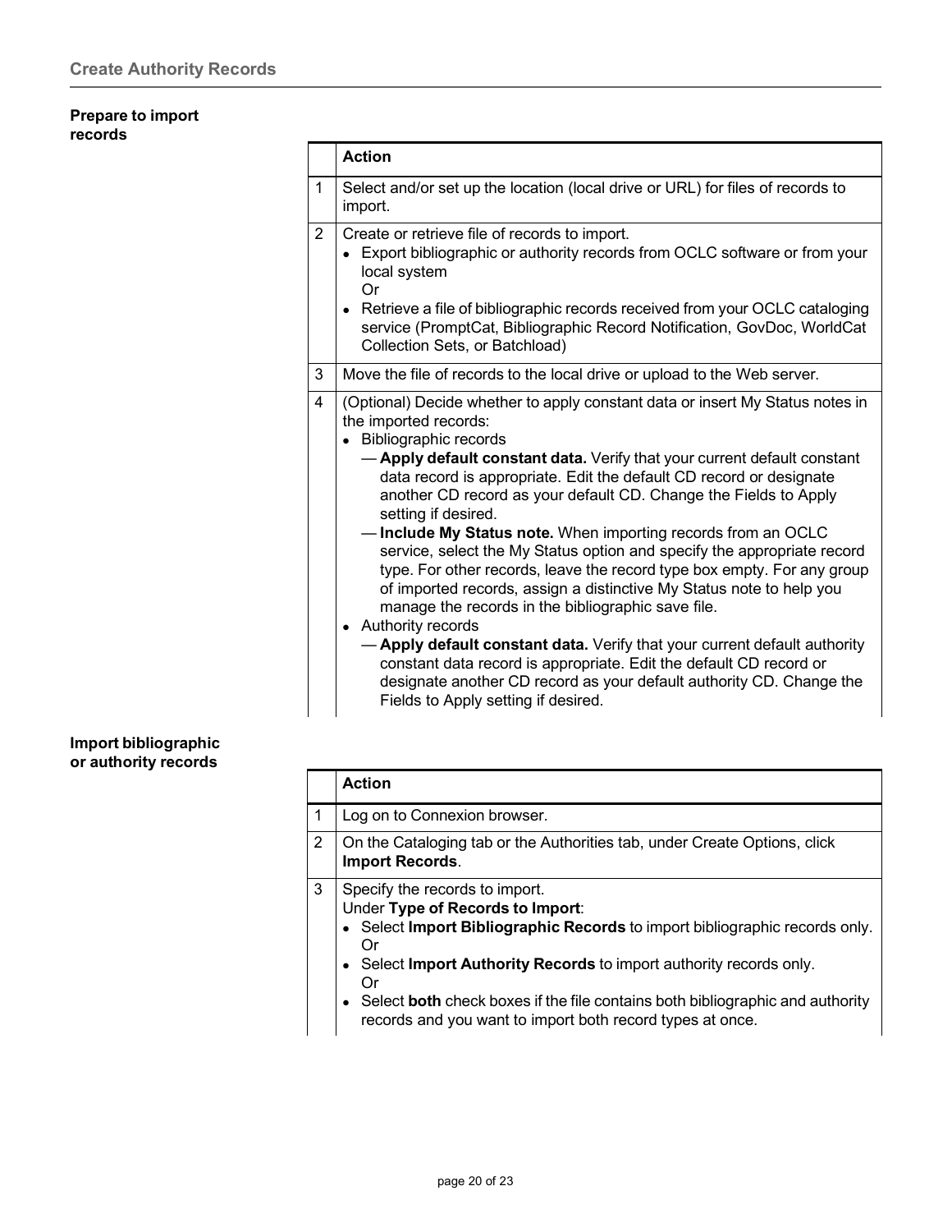## Create Authority Records

### Prepare to import records

| | Action |
|---|---|
| 1 | Select and/or set up the location (local drive or URL) for files of records to import. |
| 2 | Create or retrieve file of records to import.<br>• Export bibliographic or authority records from OCLC software or from your local system<br>Or<br>• Retrieve a file of bibliographic records received from your OCLC cataloging service (PromptCat, Bibliographic Record Notification, GovDoc, WorldCat Collection Sets, or Batchload) |
| 3 | Move the file of records to the local drive or upload to the Web server. |
| 4 | (Optional) Decide whether to apply constant data or insert My Status notes in the imported records:<br>• Bibliographic records<br>— **Apply default constant data.** Verify that your current default constant data record is appropriate. Edit the default CD record or designate another CD record as your default CD. Change the Fields to Apply setting if desired.<br>— **Include My Status note.** When importing records from an OCLC service, select the My Status option and specify the appropriate record type. For other records, leave the record type box empty. For any group of imported records, assign a distinctive My Status note to help you manage the records in the bibliographic save file.<br>• Authority records<br>— **Apply default constant data.** Verify that your current default authority constant data record is appropriate. Edit the default CD record or designate another CD record as your default authority CD. Change the Fields to Apply setting if desired. |

### Import bibliographic or authority records

| | Action |
|---|---|
| 1 | Log on to Connexion browser. |
| 2 | On the Cataloging tab or the Authorities tab, under Create Options, click **Import Records**. |
| 3 | Specify the records to import.<br>Under **Type of Records to Import**:<br>• Select **Import Bibliographic Records** to import bibliographic records only.<br>Or<br>• Select **Import Authority Records** to import authority records only.<br>Or<br>• Select **both** check boxes if the file contains both bibliographic and authority records and you want to import both record types at once. |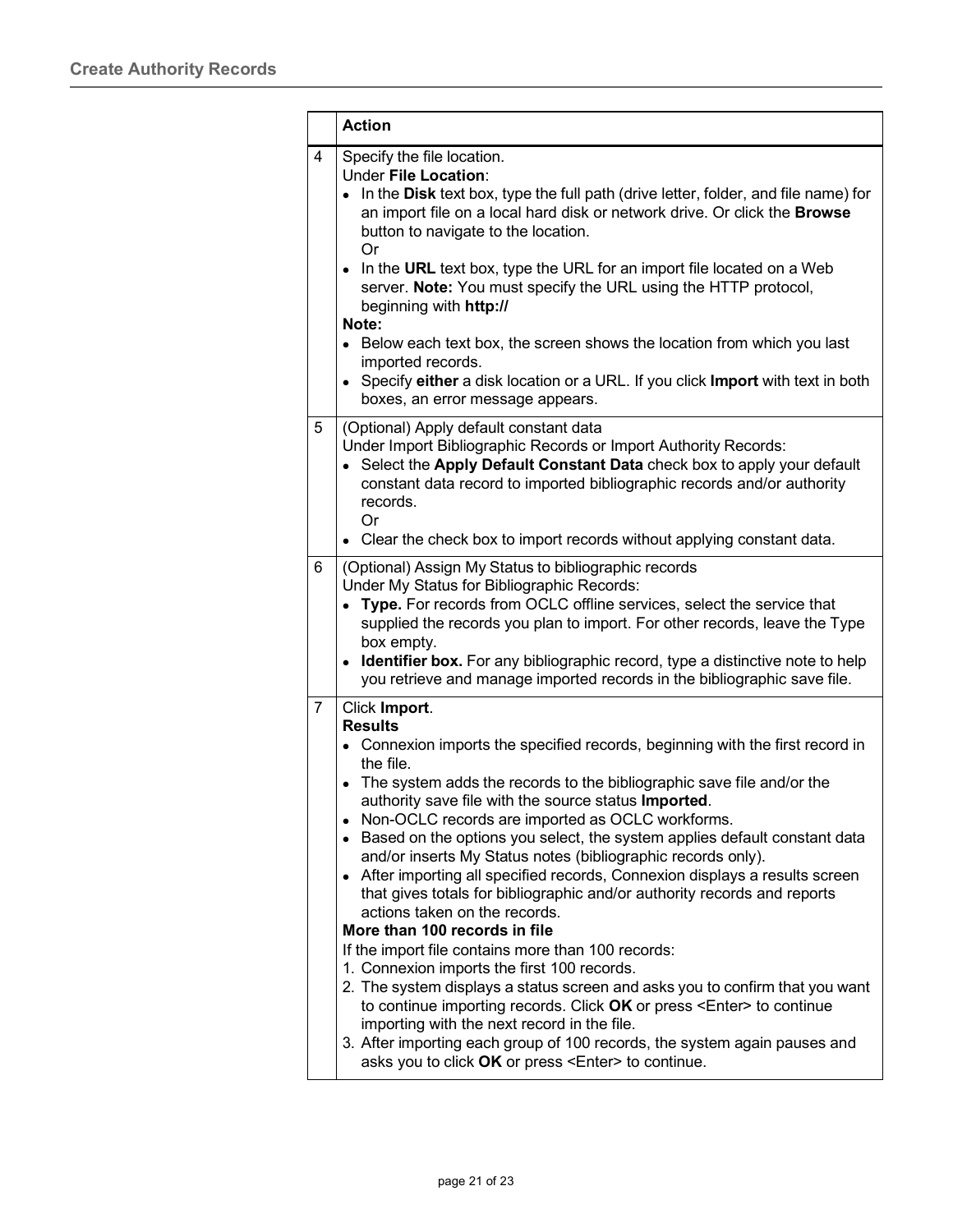| | Action |
|---|---|
| 4 | Specify the file location.<br>Under **File Location**:<br>• In the **Disk** text box, type the full path (drive letter, folder, and file name) for an import file on a local hard disk or network drive. Or click the **Browse** button to navigate to the location.<br>Or<br>• In the **URL** text box, type the URL for an import file located on a Web server. **Note:** You must specify the URL using the HTTP protocol, beginning with **http://**<br>**Note:**<br>• Below each text box, the screen shows the location from which you last imported records.<br>• Specify **either** a disk location or a URL. If you click **Import** with text in both boxes, an error message appears. |
| 5 | (Optional) Apply default constant data<br>Under Import Bibliographic Records or Import Authority Records:<br>• Select the **Apply Default Constant Data** check box to apply your default constant data record to imported bibliographic records and/or authority records.<br>Or<br>• Clear the check box to import records without applying constant data. |
| 6 | (Optional) Assign My Status to bibliographic records<br>Under My Status for Bibliographic Records:<br>• **Type.** For records from OCLC offline services, select the service that supplied the records you plan to import. For other records, leave the Type box empty.<br>• **Identifier box.** For any bibliographic record, type a distinctive note to help you retrieve and manage imported records in the bibliographic save file. |
| 7 | Click **Import**.<br>**Results**<br>• Connexion imports the specified records, beginning with the first record in the file.<br>• The system adds the records to the bibliographic save file and/or the authority save file with the source status **Imported**.<br>• Non-OCLC records are imported as OCLC workforms.<br>• Based on the options you select, the system applies default constant data and/or inserts My Status notes (bibliographic records only).<br>• After importing all specified records, Connexion displays a results screen that gives totals for bibliographic and/or authority records and reports actions taken on the records.<br>**More than 100 records in file**<br>If the import file contains more than 100 records:<br>1. Connexion imports the first 100 records.<br>2. The system displays a status screen and asks you to confirm that you want to continue importing records. Click **OK** or press <Enter> to continue importing with the next record in the file.<br>3. After importing each group of 100 records, the system again pauses and asks you to click **OK** or press <Enter> to continue. |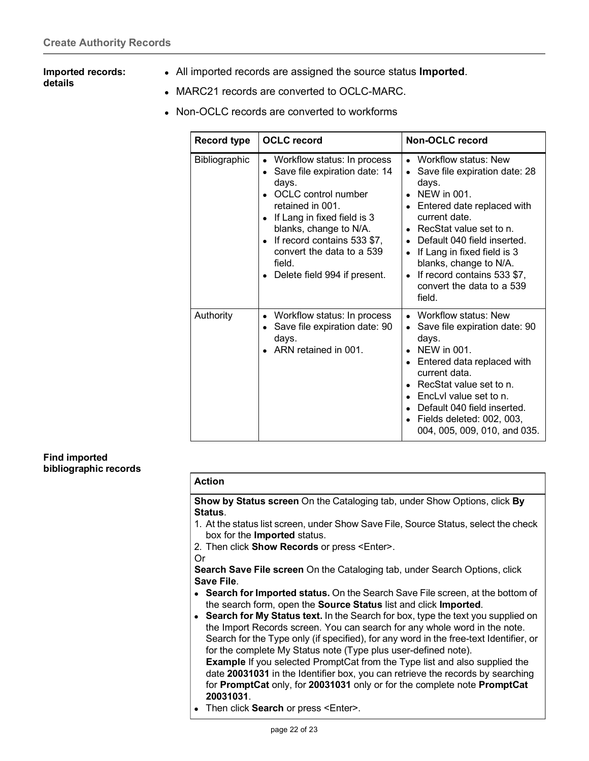## Imported records: details

- All imported records are assigned the source status **Imported**.
- MARC21 records are converted to OCLC-MARC.
- Non-OCLC records are converted to workforms

| Record type | OCLC record | Non-OCLC record |
|---|---|---|
| Bibliographic | • Workflow status: In process<br>• Save file expiration date: 14 days.<br>• OCLC control number retained in 001.<br>• If Lang in fixed field is 3 blanks, change to N/A.<br>• If record contains 533 $7, convert the data to a 539 field.<br>• Delete field 994 if present. | • Workflow status: New<br>• Save file expiration date: 28 days.<br>• NEW in 001.<br>• Entered date replaced with current date.<br>• RecStat value set to n.<br>• Default 040 field inserted.<br>• If Lang in fixed field is 3 blanks, change to N/A.<br>• If record contains 533 $7, convert the data to a 539 field. |
| Authority | • Workflow status: In process<br>• Save file expiration date: 90 days.<br>• ARN retained in 001. | • Workflow status: New<br>• Save file expiration date: 90 days.<br>• NEW in 001.<br>• Entered data replaced with current data.<br>• RecStat value set to n.<br>• EncLvl value set to n.<br>• Default 040 field inserted.<br>• Fields deleted: 002, 003, 004, 005, 009, 010, and 035. |

## Find imported bibliographic records

| Action |
|---|
| **Show by Status screen** On the Cataloging tab, under Show Options, click **By Status**.<br>1. At the status list screen, under Show Save File, Source Status, select the check box for the **Imported** status.<br>2. Then click **Show Records** or press <Enter>.<br>Or<br>**Search Save File screen** On the Cataloging tab, under Search Options, click **Save File**.<br>• **Search for Imported status.** On the Search Save File screen, at the bottom of the search form, open the **Source Status** list and click **Imported**.<br>• **Search for My Status text.** In the Search for box, type the text you supplied on the Import Records screen. You can search for any whole word in the note. Search for the Type only (if specified), for any word in the free-text Identifier, or for the complete My Status note (Type plus user-defined note).<br>**Example** If you selected PromptCat from the Type list and also supplied the date **20031031** in the Identifier box, you can retrieve the records by searching for **PromptCat** only, for **20031031** only or for the complete note **PromptCat 20031031**.<br>• Then click **Search** or press <Enter>. |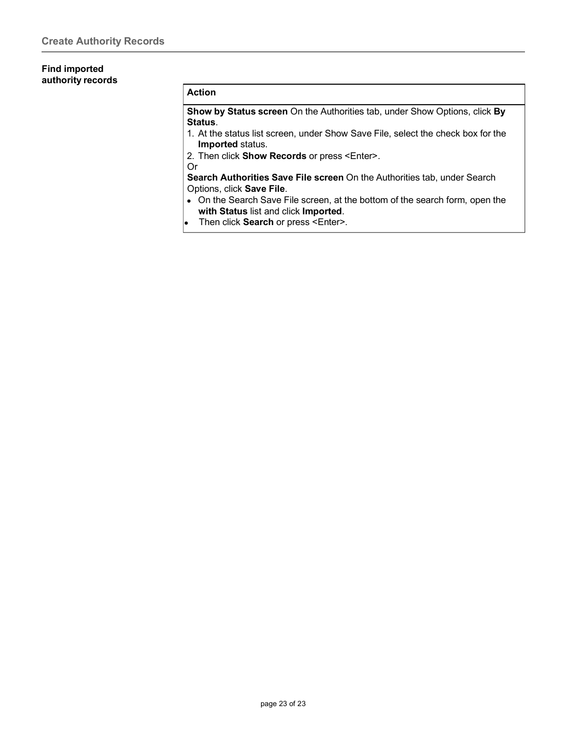## Find imported authority records

| Action |
| --- |
| **Show by Status screen** On the Authorities tab, under Show Options, click **By Status**.<br>1. At the status list screen, under Show Save File, select the check box for the **Imported** status.<br>2. Then click **Show Records** or press <Enter>.<br>Or<br>**Search Authorities Save File screen** On the Authorities tab, under Search Options, click **Save File**.<br>• On the Search Save File screen, at the bottom of the search form, open the **with Status** list and click **Imported**.<br>• Then click **Search** or press <Enter>. |